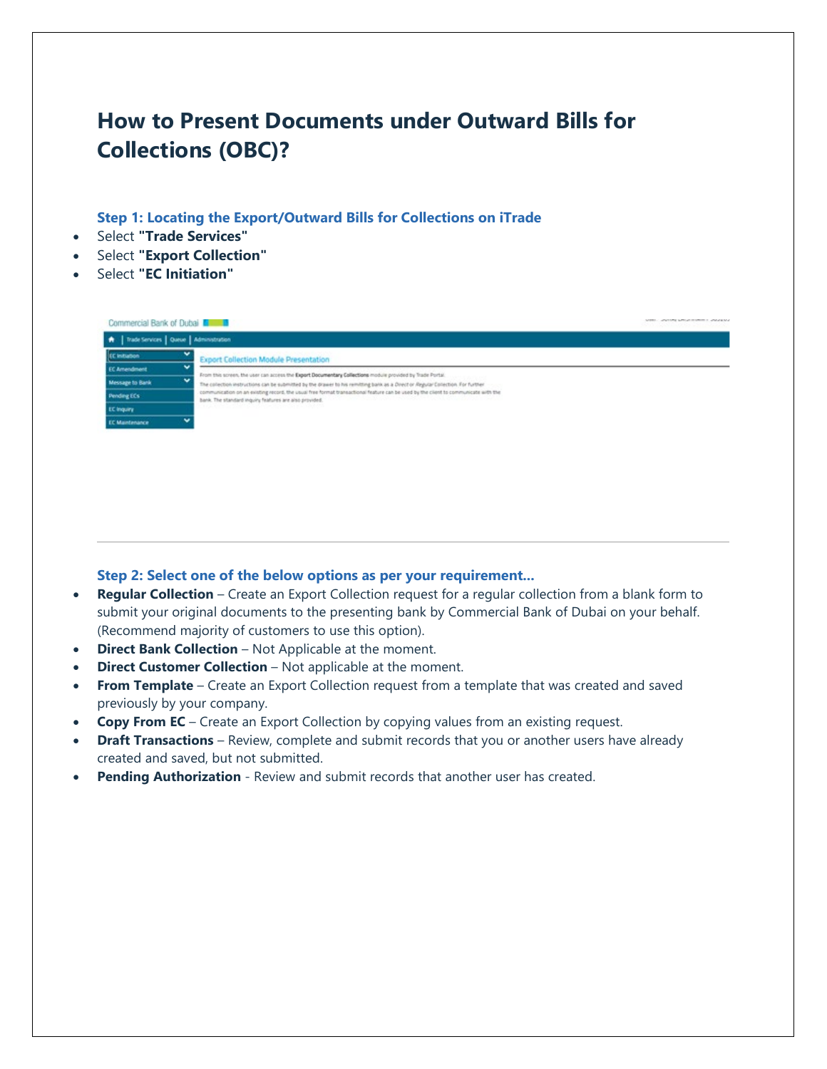# How to Present Documents under Outward Bills for Collections (OBC)?

### Step 1: Locating the Export/Outward Bills for Collections on iTrade

- Select **"Trade Services"**
- Select **"Export Collection"**
- Select **"EC Initiation"**

---

### Step 2: Select one of the below options as per your requirement…

- **Regular Collection** – Create an Export Collection request for a regular collection from a blank form to submit your original documents to the presenting bank by Commercial Bank of Dubai on your behalf. (Recommend majority of customers to use this option).
- **Direct Bank Collection** – Not Applicable at the moment.
- **Direct Customer Collection** – Not applicable at the moment.
- **From Template** – Create an Export Collection request from a template that was created and saved previously by your company.
- **Copy From EC** – Create an Export Collection by copying values from an existing request.
- **Draft Transactions** – Review, complete and submit records that you or another users have already created and saved, but not submitted.
- **Pending Authorization** - Review and submit records that another user has created.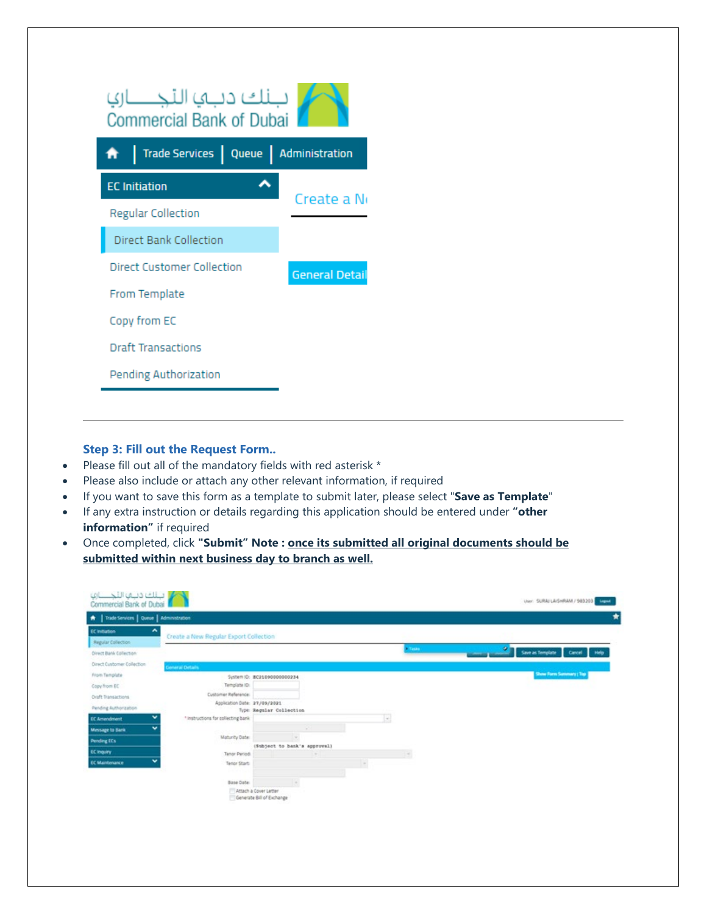### Step 3: Fill out the Request Form..

- Please fill out all of the mandatory fields with red asterisk *
- Please also include or attach any other relevant information, if required
- If you want to save this form as a template to submit later, please select "**Save as Template**"
- If any extra instruction or details regarding this application should be entered under **"other information"** if required
- Once completed, click **"Submit"** **Note :** **once its submitted all original documents should be submitted within next business day to branch as well.**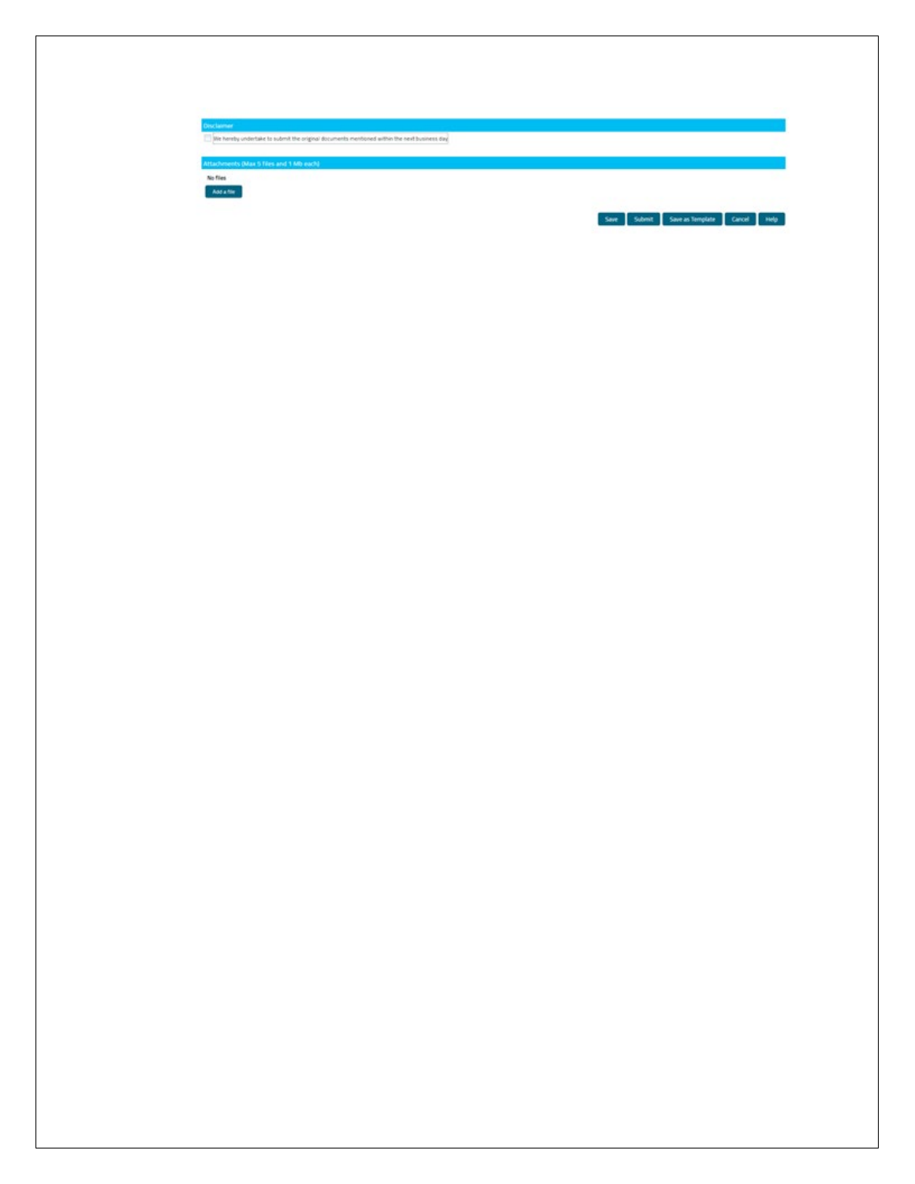## Disclaimer

- [ ] We hereby undertake to submit the original documents mentioned within the next business day

## Attachments (Max 5 files and 1 Mb each)

No files

Add a file

Save | Submit | Save as Template | Cancel | Help